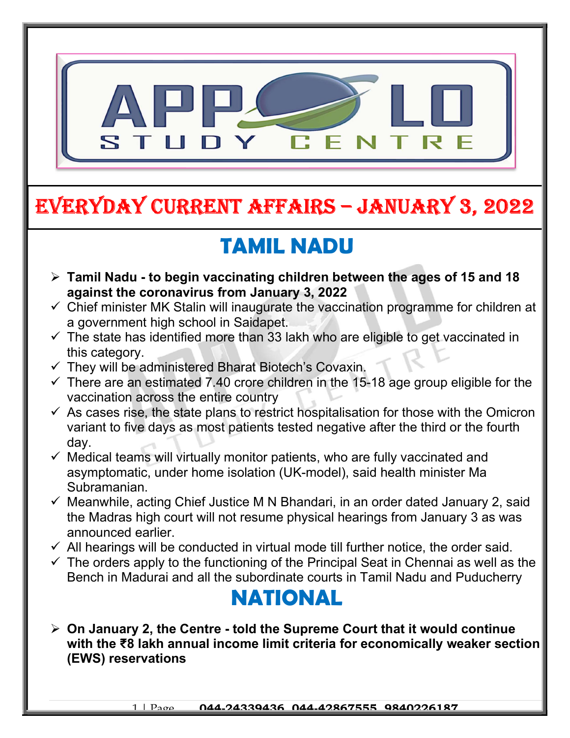# EVERYDAY CURRENT AFFAIRS – JANUARY 3, 2022

## TAMIL NADU

- **Tamil Nadu - to begin vaccinating children between the ages of 15 and 18 against the coronavirus from January 3, 2022**
  - Chief minister MK Stalin will inaugurate the vaccination programme for children at a government high school in Saidapet.
  - The state has identified more than 33 lakh who are eligible to get vaccinated in this category.
  - They will be administered Bharat Biotech's Covaxin.
  - There are an estimated 7.40 crore children in the 15-18 age group eligible for the vaccination across the entire country
  - As cases rise, the state plans to restrict hospitalisation for those with the Omicron variant to five days as most patients tested negative after the third or the fourth day.
  - Medical teams will virtually monitor patients, who are fully vaccinated and asymptomatic, under home isolation (UK-model), said health minister Ma Subramanian.
  - Meanwhile, acting Chief Justice M N Bhandari, in an order dated January 2, said the Madras high court will not resume physical hearings from January 3 as was announced earlier.
  - All hearings will be conducted in virtual mode till further notice, the order said.
  - The orders apply to the functioning of the Principal Seat in Chennai as well as the Bench in Madurai and all the subordinate courts in Tamil Nadu and Puducherry

## NATIONAL

- **On January 2, the Centre - told the Supreme Court that it would continue with the ₹8 lakh annual income limit criteria for economically weaker section (EWS) reservations**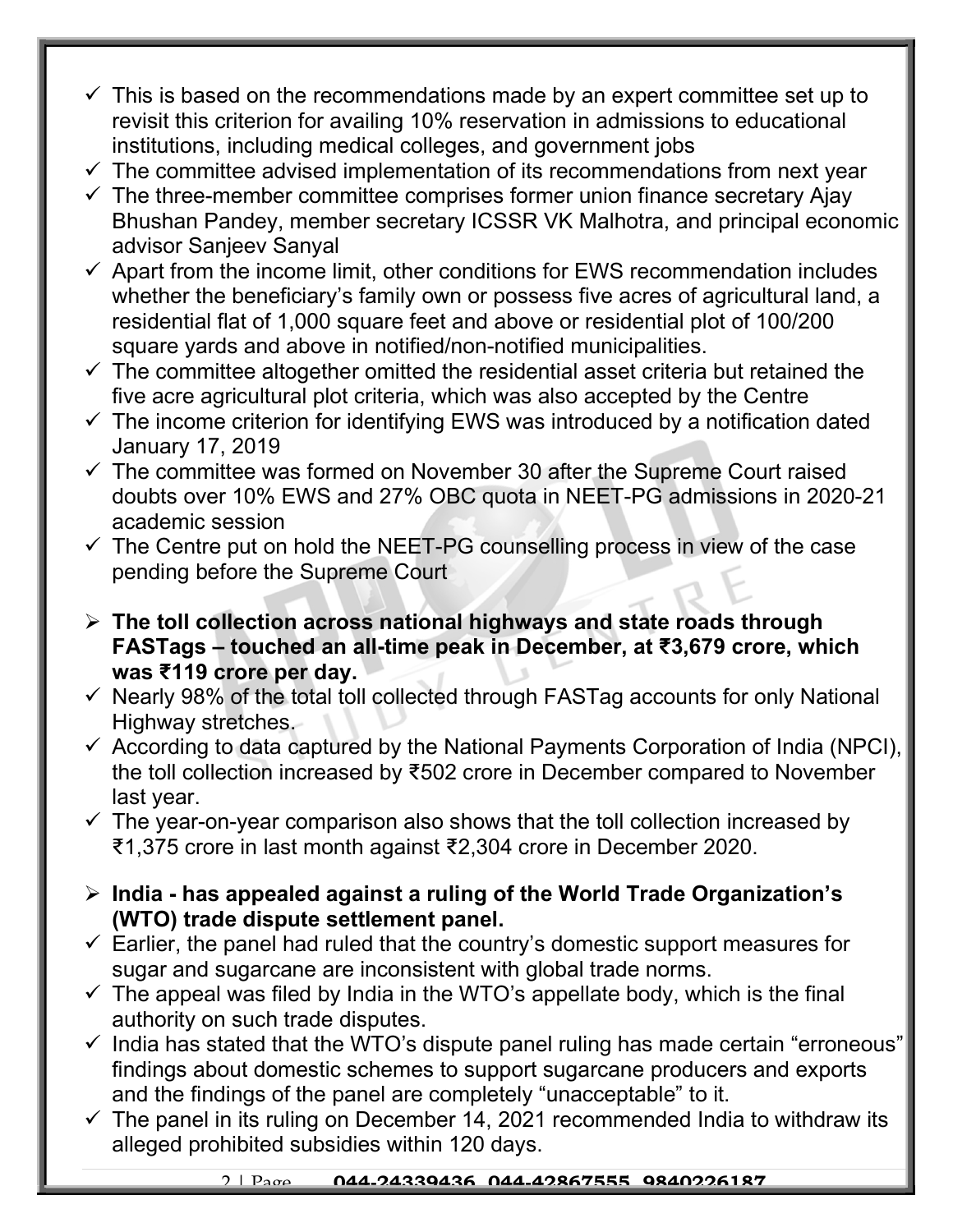- ✓ This is based on the recommendations made by an expert committee set up to revisit this criterion for availing 10% reservation in admissions to educational institutions, including medical colleges, and government jobs
- ✓ The committee advised implementation of its recommendations from next year
- ✓ The three-member committee comprises former union finance secretary Ajay Bhushan Pandey, member secretary ICSSR VK Malhotra, and principal economic advisor Sanjeev Sanyal
- ✓ Apart from the income limit, other conditions for EWS recommendation includes whether the beneficiary's family own or possess five acres of agricultural land, a residential flat of 1,000 square feet and above or residential plot of 100/200 square yards and above in notified/non-notified municipalities.
- ✓ The committee altogether omitted the residential asset criteria but retained the five acre agricultural plot criteria, which was also accepted by the Centre
- ✓ The income criterion for identifying EWS was introduced by a notification dated January 17, 2019
- ✓ The committee was formed on November 30 after the Supreme Court raised doubts over 10% EWS and 27% OBC quota in NEET-PG admissions in 2020-21 academic session
- ✓ The Centre put on hold the NEET-PG counselling process in view of the case pending before the Supreme Court

- **The toll collection across national highways and state roads through FASTags – touched an all-time peak in December, at ₹3,679 crore, which was ₹119 crore per day.**
- ✓ Nearly 98% of the total toll collected through FASTag accounts for only National Highway stretches.
- ✓ According to data captured by the National Payments Corporation of India (NPCI), the toll collection increased by ₹502 crore in December compared to November last year.
- ✓ The year-on-year comparison also shows that the toll collection increased by ₹1,375 crore in last month against ₹2,304 crore in December 2020.

- **India - has appealed against a ruling of the World Trade Organization's (WTO) trade dispute settlement panel.**
- ✓ Earlier, the panel had ruled that the country's domestic support measures for sugar and sugarcane are inconsistent with global trade norms.
- ✓ The appeal was filed by India in the WTO's appellate body, which is the final authority on such trade disputes.
- ✓ India has stated that the WTO's dispute panel ruling has made certain "erroneous" findings about domestic schemes to support sugarcane producers and exports and the findings of the panel are completely "unacceptable" to it.
- ✓ The panel in its ruling on December 14, 2021 recommended India to withdraw its alleged prohibited subsidies within 120 days.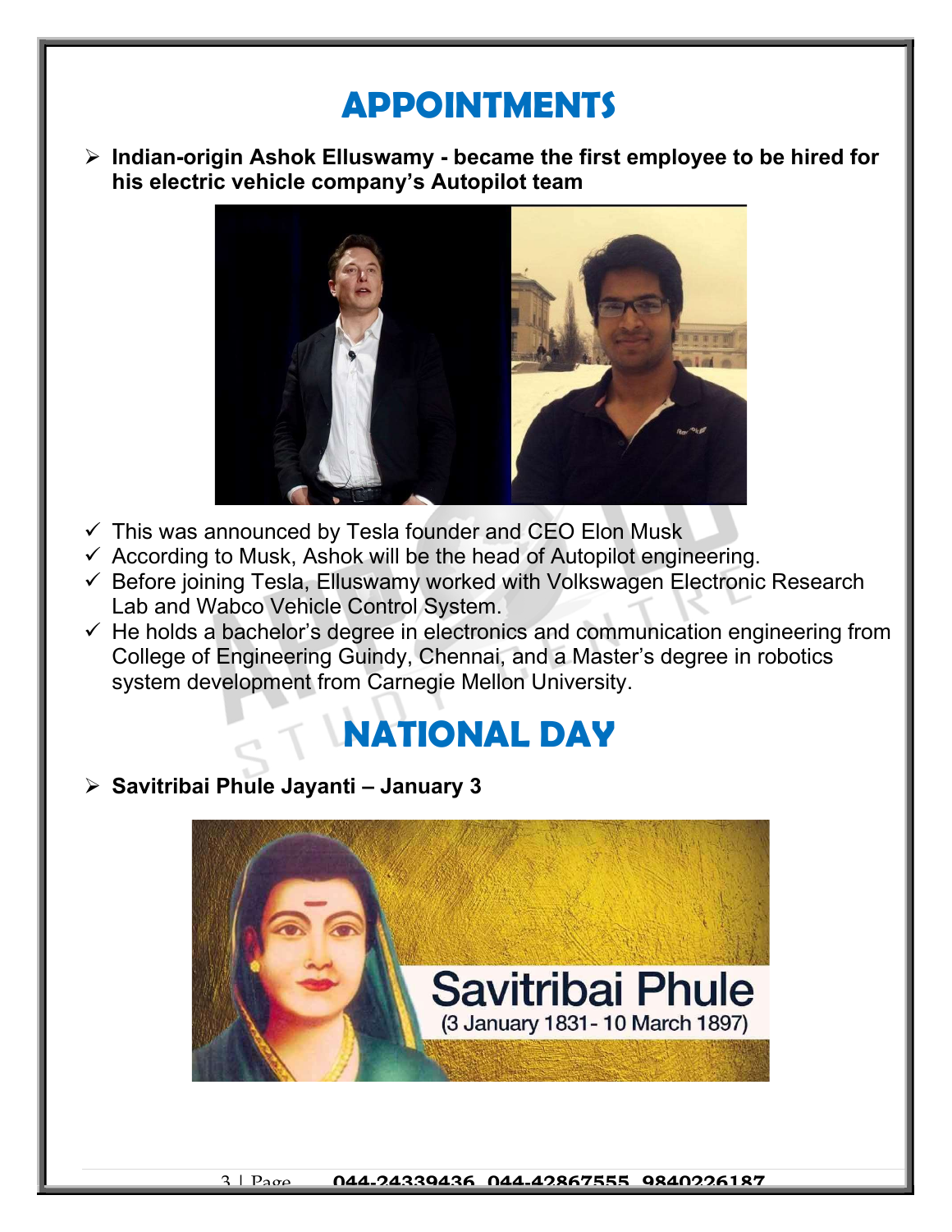# APPOINTMENTS

- **Indian-origin Ashok Elluswamy - became the first employee to be hired for his electric vehicle company's Autopilot team**

- ✓ This was announced by Tesla founder and CEO Elon Musk
- ✓ According to Musk, Ashok will be the head of Autopilot engineering.
- ✓ Before joining Tesla, Elluswamy worked with Volkswagen Electronic Research Lab and Wabco Vehicle Control System.
- ✓ He holds a bachelor's degree in electronics and communication engineering from College of Engineering Guindy, Chennai, and a Master's degree in robotics system development from Carnegie Mellon University.

# NATIONAL DAY

- **Savitribai Phule Jayanti – January 3**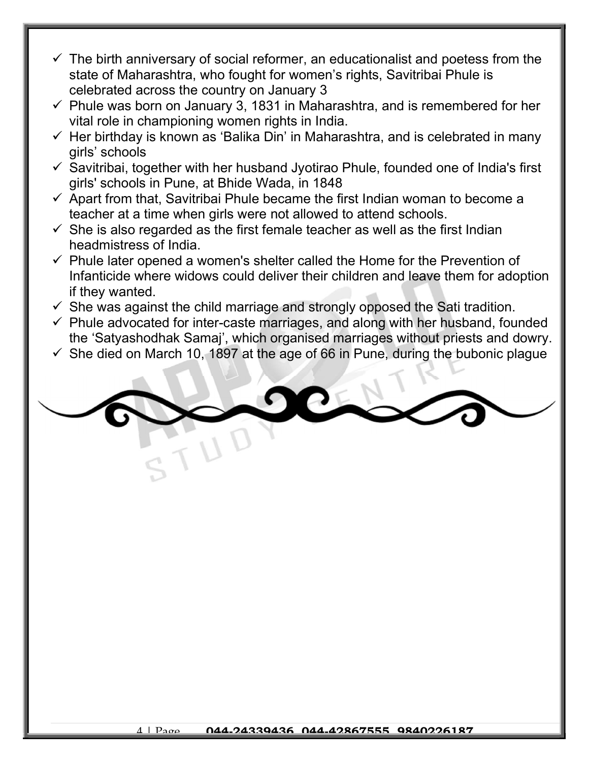- ✓ The birth anniversary of social reformer, an educationalist and poetess from the state of Maharashtra, who fought for women's rights, Savitribai Phule is celebrated across the country on January 3
- ✓ Phule was born on January 3, 1831 in Maharashtra, and is remembered for her vital role in championing women rights in India.
- ✓ Her birthday is known as 'Balika Din' in Maharashtra, and is celebrated in many girls' schools
- ✓ Savitribai, together with her husband Jyotirao Phule, founded one of India's first girls' schools in Pune, at Bhide Wada, in 1848
- ✓ Apart from that, Savitribai Phule became the first Indian woman to become a teacher at a time when girls were not allowed to attend schools.
- ✓ She is also regarded as the first female teacher as well as the first Indian headmistress of India.
- ✓ Phule later opened a women's shelter called the Home for the Prevention of Infanticide where widows could deliver their children and leave them for adoption if they wanted.
- ✓ She was against the child marriage and strongly opposed the Sati tradition.
- ✓ Phule advocated for inter-caste marriages, and along with her husband, founded the 'Satyashodhak Samaj', which organised marriages without priests and dowry.
- ✓ She died on March 10, 1897 at the age of 66 in Pune, during the bubonic plague